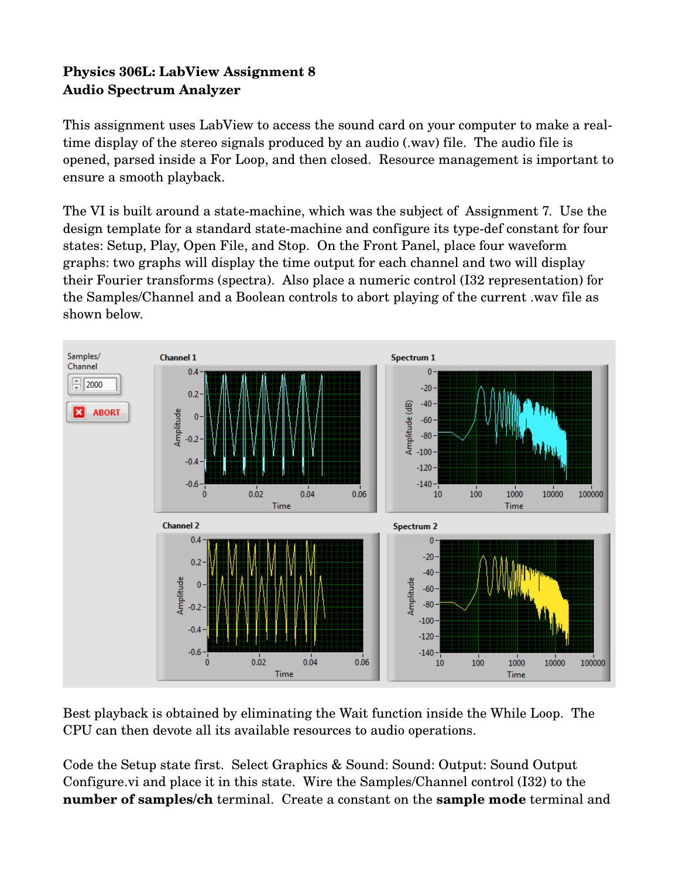**Physics 306L: LabView Assignment 8**
**Audio Spectrum Analyzer**

This assignment uses LabView to access the sound card on your computer to make a real-time display of the stereo signals produced by an audio (.wav) file. The audio file is opened, parsed inside a For Loop, and then closed. Resource management is important to ensure a smooth playback.

The VI is built around a state-machine, which was the subject of Assignment 7. Use the design template for a standard state-machine and configure its type-def constant for four states: Setup, Play, Open File, and Stop. On the Front Panel, place four waveform graphs: two graphs will display the time output for each channel and two will display their Fourier transforms (spectra). Also place a numeric control (I32 representation) for the Samples/Channel and a Boolean controls to abort playing of the current .wav file as shown below.

Best playback is obtained by eliminating the Wait function inside the While Loop. The CPU can then devote all its available resources to audio operations.

Code the Setup state first. Select Graphics & Sound: Sound: Output: Sound Output Configure.vi and place it in this state. Wire the Samples/Channel control (I32) to the **number of samples/ch** terminal. Create a constant on the **sample mode** terminal and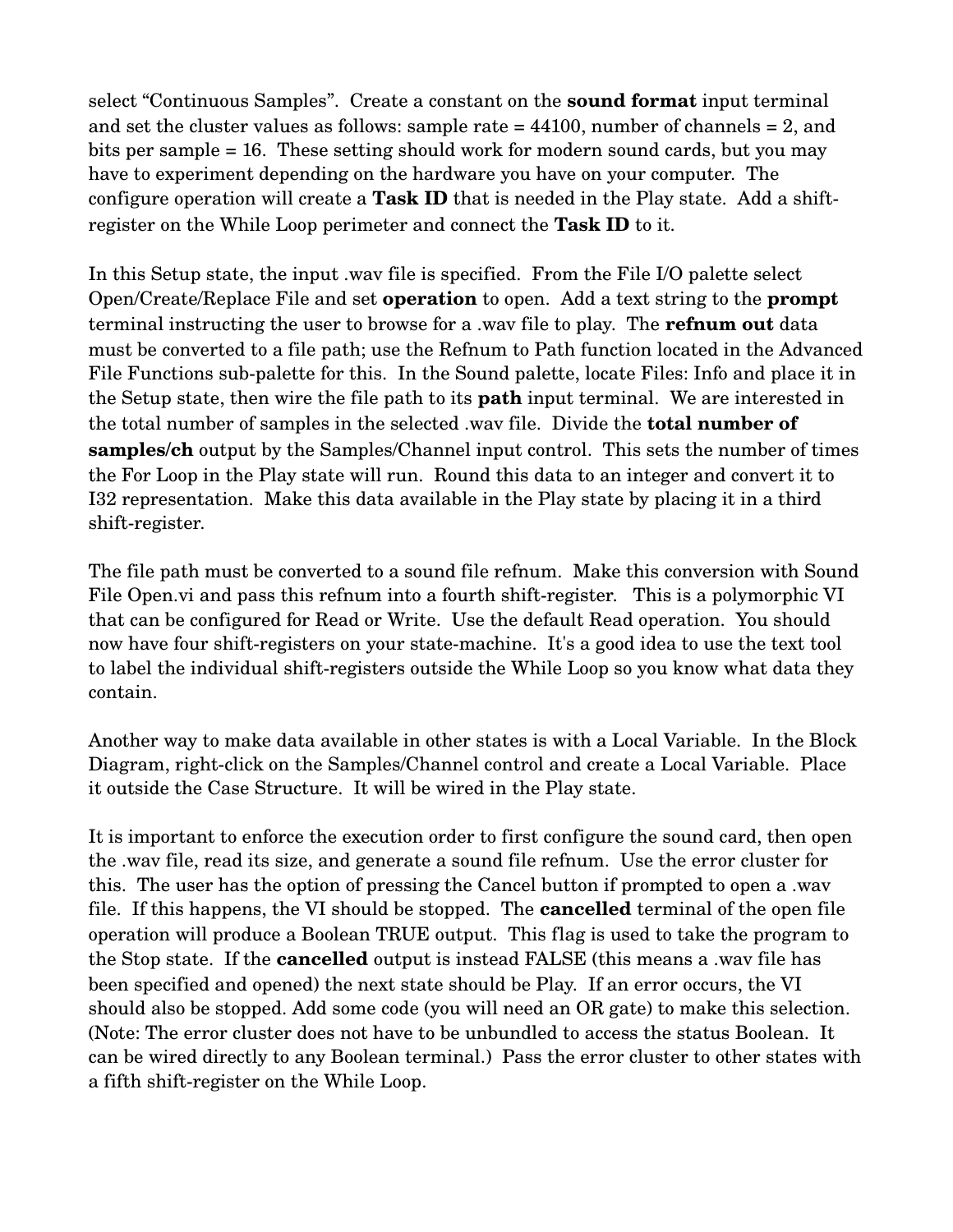select “Continuous Samples”. Create a constant on the **sound format** input terminal and set the cluster values as follows: sample rate = 44100, number of channels = 2, and bits per sample = 16. These setting should work for modern sound cards, but you may have to experiment depending on the hardware you have on your computer. The configure operation will create a **Task ID** that is needed in the Play state. Add a shift-register on the While Loop perimeter and connect the **Task ID** to it.

In this Setup state, the input .wav file is specified. From the File I/O palette select Open/Create/Replace File and set **operation** to open. Add a text string to the **prompt** terminal instructing the user to browse for a .wav file to play. The **refnum out** data must be converted to a file path; use the Refnum to Path function located in the Advanced File Functions sub-palette for this. In the Sound palette, locate Files: Info and place it in the Setup state, then wire the file path to its **path** input terminal. We are interested in the total number of samples in the selected .wav file. Divide the **total number of samples/ch** output by the Samples/Channel input control. This sets the number of times the For Loop in the Play state will run. Round this data to an integer and convert it to I32 representation. Make this data available in the Play state by placing it in a third shift-register.

The file path must be converted to a sound file refnum. Make this conversion with Sound File Open.vi and pass this refnum into a fourth shift-register. This is a polymorphic VI that can be configured for Read or Write. Use the default Read operation. You should now have four shift-registers on your state-machine. It's a good idea to use the text tool to label the individual shift-registers outside the While Loop so you know what data they contain.

Another way to make data available in other states is with a Local Variable. In the Block Diagram, right-click on the Samples/Channel control and create a Local Variable. Place it outside the Case Structure. It will be wired in the Play state.

It is important to enforce the execution order to first configure the sound card, then open the .wav file, read its size, and generate a sound file refnum. Use the error cluster for this. The user has the option of pressing the Cancel button if prompted to open a .wav file. If this happens, the VI should be stopped. The **cancelled** terminal of the open file operation will produce a Boolean TRUE output. This flag is used to take the program to the Stop state. If the **cancelled** output is instead FALSE (this means a .wav file has been specified and opened) the next state should be Play. If an error occurs, the VI should also be stopped. Add some code (you will need an OR gate) to make this selection. (Note: The error cluster does not have to be unbundled to access the status Boolean. It can be wired directly to any Boolean terminal.) Pass the error cluster to other states with a fifth shift-register on the While Loop.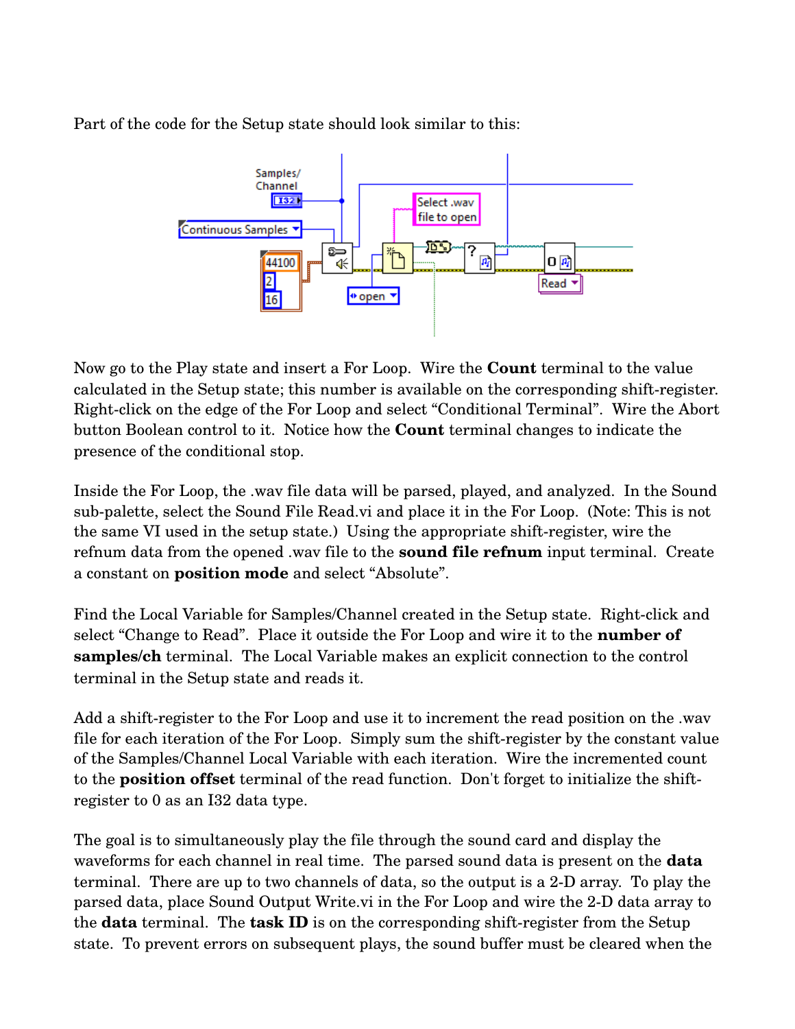Part of the code for the Setup state should look similar to this:

Now go to the Play state and insert a For Loop. Wire the **Count** terminal to the value calculated in the Setup state; this number is available on the corresponding shift-register. Right-click on the edge of the For Loop and select "Conditional Terminal". Wire the Abort button Boolean control to it. Notice how the **Count** terminal changes to indicate the presence of the conditional stop.

Inside the For Loop, the .wav file data will be parsed, played, and analyzed. In the Sound sub-palette, select the Sound File Read.vi and place it in the For Loop. (Note: This is not the same VI used in the setup state.) Using the appropriate shift-register, wire the refnum data from the opened .wav file to the **sound file refnum** input terminal. Create a constant on **position mode** and select "Absolute".

Find the Local Variable for Samples/Channel created in the Setup state. Right-click and select "Change to Read". Place it outside the For Loop and wire it to the **number of samples/ch** terminal. The Local Variable makes an explicit connection to the control terminal in the Setup state and reads it.

Add a shift-register to the For Loop and use it to increment the read position on the .wav file for each iteration of the For Loop. Simply sum the shift-register by the constant value of the Samples/Channel Local Variable with each iteration. Wire the incremented count to the **position offset** terminal of the read function. Don't forget to initialize the shift-register to 0 as an I32 data type.

The goal is to simultaneously play the file through the sound card and display the waveforms for each channel in real time. The parsed sound data is present on the **data** terminal. There are up to two channels of data, so the output is a 2-D array. To play the parsed data, place Sound Output Write.vi in the For Loop and wire the 2-D data array to the **data** terminal. The **task ID** is on the corresponding shift-register from the Setup state. To prevent errors on subsequent plays, the sound buffer must be cleared when the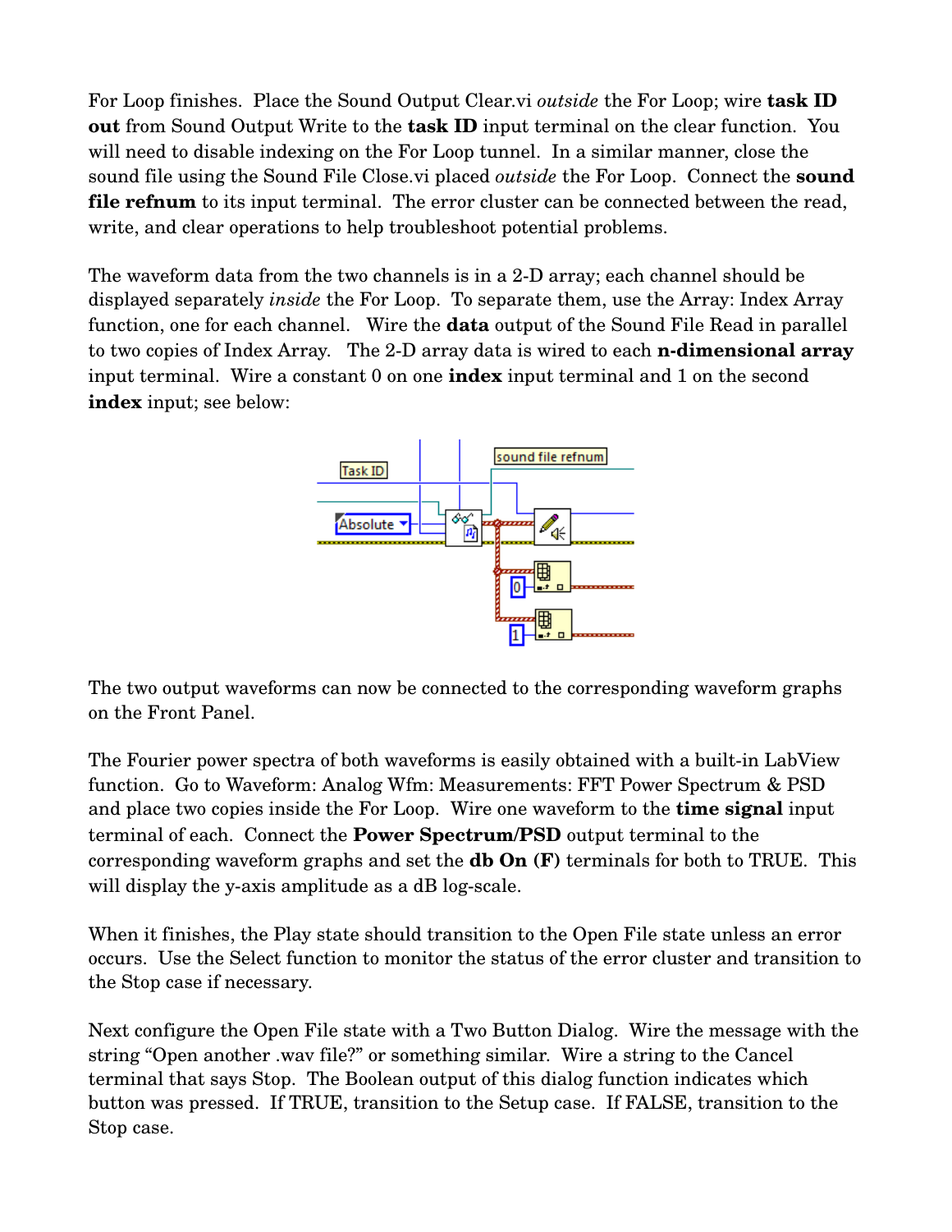For Loop finishes. Place the Sound Output Clear.vi *outside* the For Loop; wire **task ID out** from Sound Output Write to the **task ID** input terminal on the clear function. You will need to disable indexing on the For Loop tunnel. In a similar manner, close the sound file using the Sound File Close.vi placed *outside* the For Loop. Connect the **sound file refnum** to its input terminal. The error cluster can be connected between the read, write, and clear operations to help troubleshoot potential problems.

The waveform data from the two channels is in a 2-D array; each channel should be displayed separately *inside* the For Loop. To separate them, use the Array: Index Array function, one for each channel. Wire the **data** output of the Sound File Read in parallel to two copies of Index Array. The 2-D array data is wired to each **n-dimensional array** input terminal. Wire a constant 0 on one **index** input terminal and 1 on the second **index** input; see below:

The two output waveforms can now be connected to the corresponding waveform graphs on the Front Panel.

The Fourier power spectra of both waveforms is easily obtained with a built-in LabView function. Go to Waveform: Analog Wfm: Measurements: FFT Power Spectrum & PSD and place two copies inside the For Loop. Wire one waveform to the **time signal** input terminal of each. Connect the **Power Spectrum/PSD** output terminal to the corresponding waveform graphs and set the **db On (F)** terminals for both to TRUE. This will display the y-axis amplitude as a dB log-scale.

When it finishes, the Play state should transition to the Open File state unless an error occurs. Use the Select function to monitor the status of the error cluster and transition to the Stop case if necessary.

Next configure the Open File state with a Two Button Dialog. Wire the message with the string "Open another .wav file?" or something similar. Wire a string to the Cancel terminal that says Stop. The Boolean output of this dialog function indicates which button was pressed. If TRUE, transition to the Setup case. If FALSE, transition to the Stop case.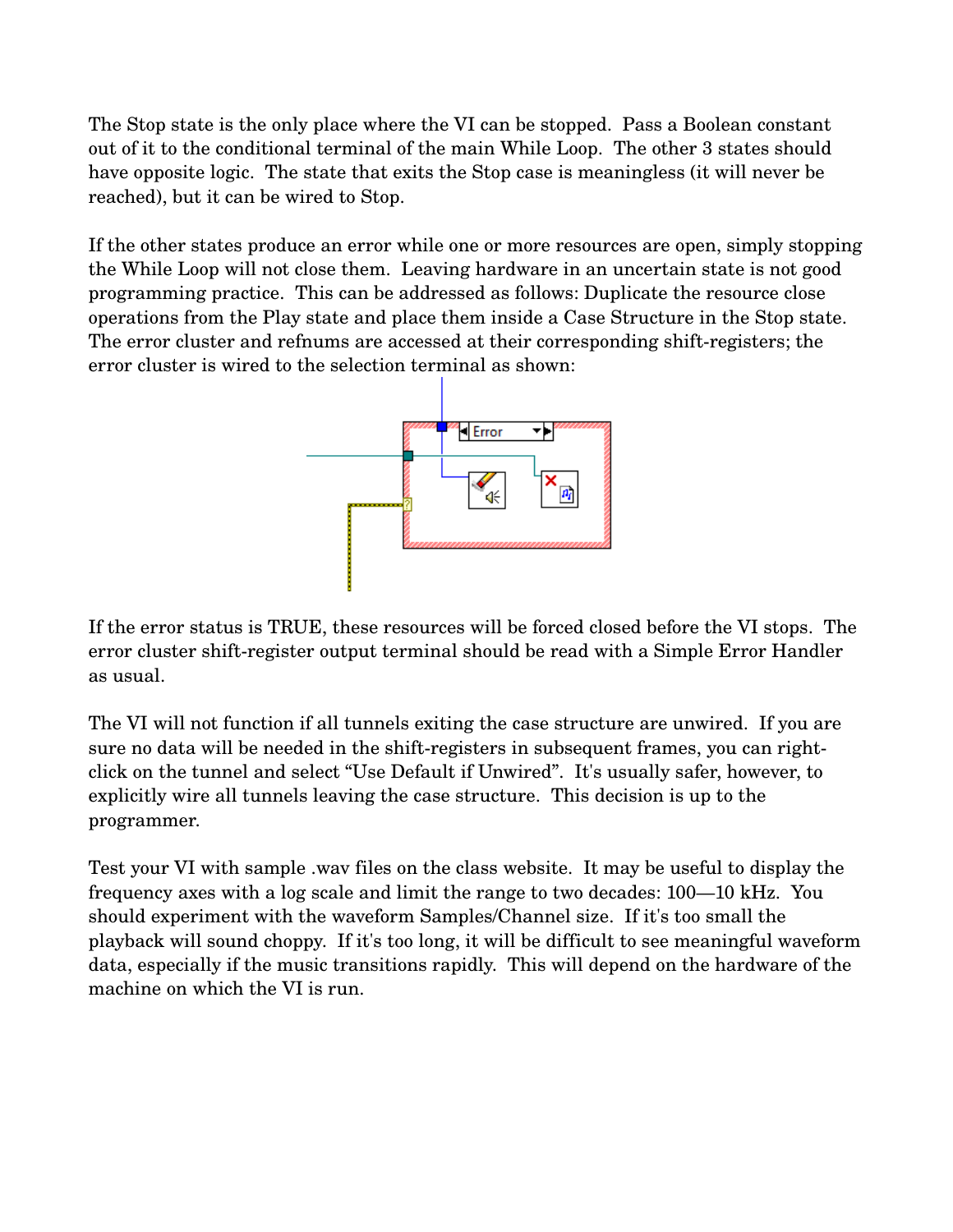The Stop state is the only place where the VI can be stopped. Pass a Boolean constant out of it to the conditional terminal of the main While Loop. The other 3 states should have opposite logic. The state that exits the Stop case is meaningless (it will never be reached), but it can be wired to Stop.

If the other states produce an error while one or more resources are open, simply stopping the While Loop will not close them. Leaving hardware in an uncertain state is not good programming practice. This can be addressed as follows: Duplicate the resource close operations from the Play state and place them inside a Case Structure in the Stop state. The error cluster and refnums are accessed at their corresponding shift-registers; the error cluster is wired to the selection terminal as shown:

Error

If the error status is TRUE, these resources will be forced closed before the VI stops. The error cluster shift-register output terminal should be read with a Simple Error Handler as usual.

The VI will not function if all tunnels exiting the case structure are unwired. If you are sure no data will be needed in the shift-registers in subsequent frames, you can right-click on the tunnel and select "Use Default if Unwired". It's usually safer, however, to explicitly wire all tunnels leaving the case structure. This decision is up to the programmer.

Test your VI with sample .wav files on the class website. It may be useful to display the frequency axes with a log scale and limit the range to two decades: 100—10 kHz. You should experiment with the waveform Samples/Channel size. If it's too small the playback will sound choppy. If it's too long, it will be difficult to see meaningful waveform data, especially if the music transitions rapidly. This will depend on the hardware of the machine on which the VI is run.